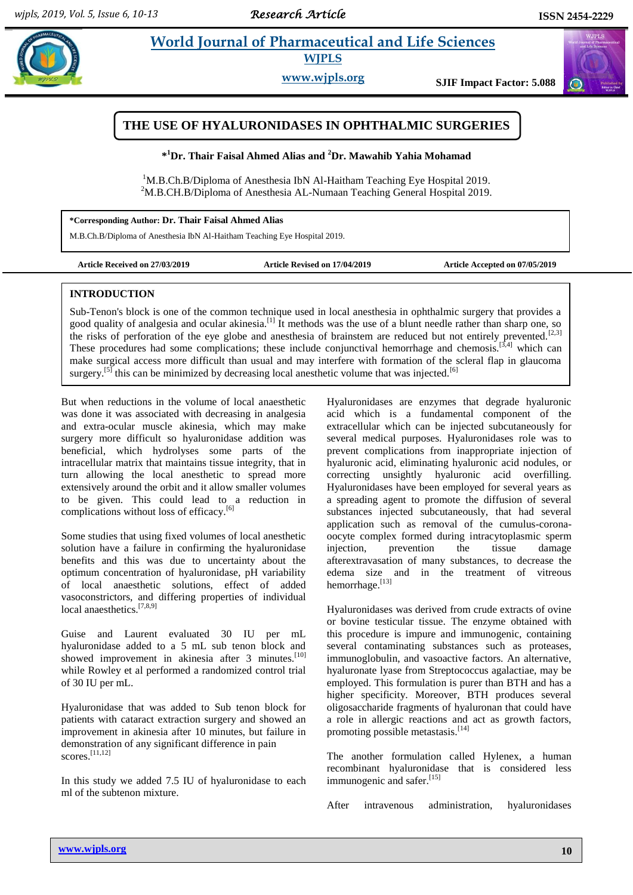# THE USE OF HYALURONIDASES IN OPHTHALMIC SURGERIES

**\*[1]Dr. Thair Faisal Ahmed Alias and [2]Dr. Mawahib Yahia Mohamad**

[1]M.B.Ch.B/Diploma of Anesthesia IbN Al-Haitham Teaching Eye Hospital 2019.
[2]M.B.CH.B/Diploma of Anesthesia AL-Numaan Teaching General Hospital 2019.

**\*Corresponding Author: Dr. Thair Faisal Ahmed Alias**
M.B.Ch.B/Diploma of Anesthesia IbN Al-Haitham Teaching Eye Hospital 2019.

**Article Received on 27/03/2019** **Article Revised on 17/04/2019** **Article Accepted on 07/05/2019**

## INTRODUCTION

Sub-Tenon's block is one of the common technique used in local anesthesia in ophthalmic surgery that provides a good quality of analgesia and ocular akinesia.[1] It methods was the use of a blunt needle rather than sharp one, so the risks of perforation of the eye globe and anesthesia of brainstem are reduced but not entirely prevented.[2,3] These procedures had some complications; these include conjunctival hemorrhage and chemosis.[3,4] which can make surgical access more difficult than usual and may interfere with formation of the scleral flap in glaucoma surgery.[5] this can be minimized by decreasing local anesthetic volume that was injected.[6]

But when reductions in the volume of local anaesthetic was done it was associated with decreasing in analgesia and extra-ocular muscle akinesia, which may make surgery more difficult so hyaluronidase addition was beneficial, which hydrolyses some parts of the intracellular matrix that maintains tissue integrity, that in turn allowing the local anesthetic to spread more extensively around the orbit and it allow smaller volumes to be given. This could lead to a reduction in complications without loss of efficacy.[6]

Some studies that using fixed volumes of local anesthetic solution have a failure in confirming the hyaluronidase benefits and this was due to uncertainty about the optimum concentration of hyaluronidase, pH variability of local anaesthetic solutions, effect of added vasoconstrictors, and differing properties of individual local anaesthetics.[7,8,9]

Guise and Laurent evaluated 30 IU per mL hyaluronidase added to a 5 mL sub tenon block and showed improvement in akinesia after 3 minutes.[10] while Rowley et al performed a randomized control trial of 30 IU per mL.

Hyaluronidase that was added to Sub tenon block for patients with cataract extraction surgery and showed an improvement in akinesia after 10 minutes, but failure in demonstration of any significant difference in pain scores.[11,12]

In this study we added 7.5 IU of hyaluronidase to each ml of the subtenon mixture.

Hyaluronidases are enzymes that degrade hyaluronic acid which is a fundamental component of the extracellular which can be injected subcutaneously for several medical purposes. Hyaluronidases role was to prevent complications from inappropriate injection of hyaluronic acid, eliminating hyaluronic acid nodules, or correcting unsightly hyaluronic acid overfilling. Hyaluronidases have been employed for several years as a spreading agent to promote the diffusion of several substances injected subcutaneously, that had several application such as removal of the cumulus-corona-oocyte complex formed during intracytoplasmic sperm injection, prevention the tissue damage afterextravasation of many substances, to decrease the edema size and in the treatment of vitreous hemorrhage.[13]

Hyaluronidases was derived from crude extracts of ovine or bovine testicular tissue. The enzyme obtained with this procedure is impure and immunogenic, containing several contaminating substances such as proteases, immunoglobulin, and vasoactive factors. An alternative, hyaluronate lyase from Streptococcus agalactiae, may be employed. This formulation is purer than BTH and has a higher specificity. Moreover, BTH produces several oligosaccharide fragments of hyaluronan that could have a role in allergic reactions and act as growth factors, promoting possible metastasis.[14]

The another formulation called Hylenex, a human recombinant hyaluronidase that is considered less immunogenic and safer.[15]

After intravenous administration, hyaluronidases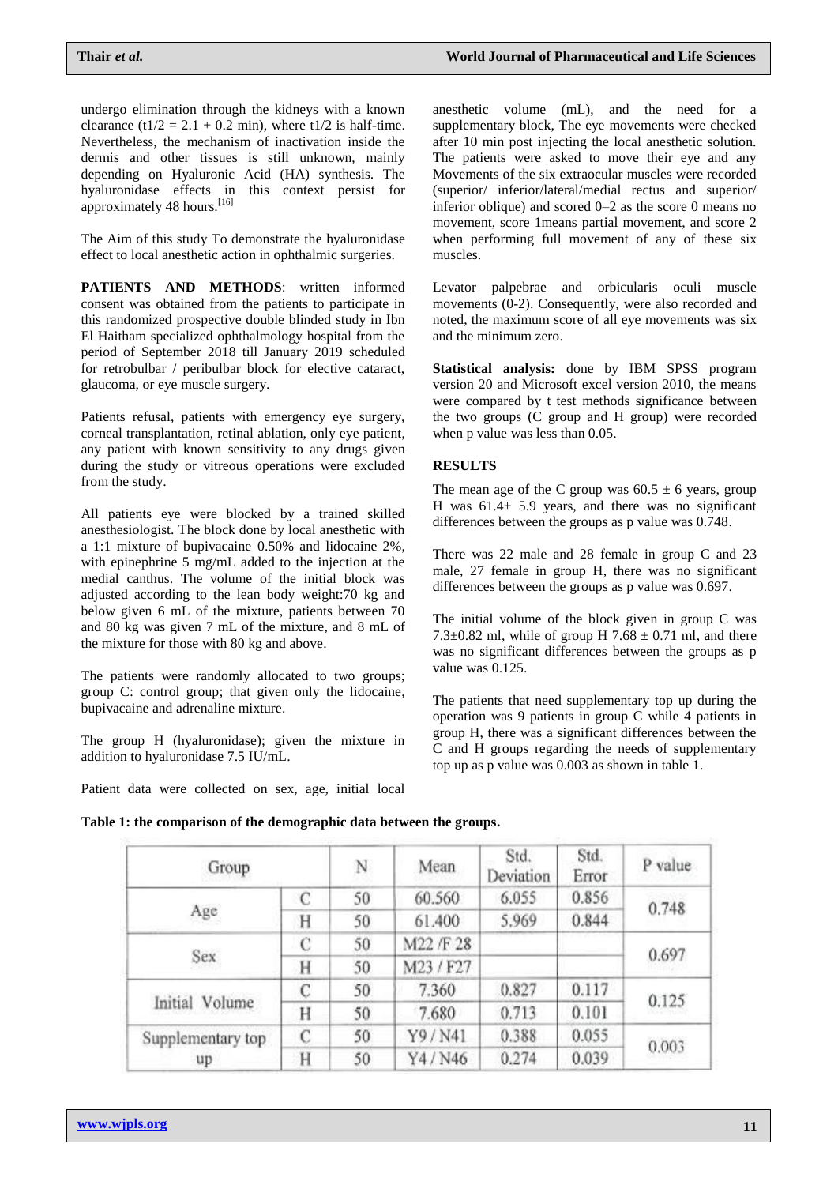undergo elimination through the kidneys with a known clearance ($t1/2 = 2.1 + 0.2$ min), where t1/2 is half-time. Nevertheless, the mechanism of inactivation inside the dermis and other tissues is still unknown, mainly depending on Hyaluronic Acid (HA) synthesis. The hyaluronidase effects in this context persist for approximately 48 hours.[16]

The Aim of this study To demonstrate the hyaluronidase effect to local anesthetic action in ophthalmic surgeries.

**PATIENTS AND METHODS**: written informed consent was obtained from the patients to participate in this randomized prospective double blinded study in Ibn El Haitham specialized ophthalmology hospital from the period of September 2018 till January 2019 scheduled for retrobulbar / peribulbar block for elective cataract, glaucoma, or eye muscle surgery.

Patients refusal, patients with emergency eye surgery, corneal transplantation, retinal ablation, only eye patient, any patient with known sensitivity to any drugs given during the study or vitreous operations were excluded from the study.

All patients eye were blocked by a trained skilled anesthesiologist. The block done by local anesthetic with a 1:1 mixture of bupivacaine 0.50% and lidocaine 2%, with epinephrine 5 mg/mL added to the injection at the medial canthus. The volume of the initial block was adjusted according to the lean body weight:70 kg and below given 6 mL of the mixture, patients between 70 and 80 kg was given 7 mL of the mixture, and 8 mL of the mixture for those with 80 kg and above.

The patients were randomly allocated to two groups; group C: control group; that given only the lidocaine, bupivacaine and adrenaline mixture.

The group H (hyaluronidase); given the mixture in addition to hyaluronidase 7.5 IU/mL.

Patient data were collected on sex, age, initial local anesthetic volume (mL), and the need for a supplementary block, The eye movements were checked after 10 min post injecting the local anesthetic solution. The patients were asked to move their eye and any Movements of the six extraocular muscles were recorded (superior/ inferior/lateral/medial rectus and superior/ inferior oblique) and scored 0–2 as the score 0 means no movement, score 1means partial movement, and score 2 when performing full movement of any of these six muscles.

Levator palpebrae and orbicularis oculi muscle movements (0-2). Consequently, were also recorded and noted, the maximum score of all eye movements was six and the minimum zero.

**Statistical analysis:** done by IBM SPSS program version 20 and Microsoft excel version 2010, the means were compared by t test methods significance between the two groups (C group and H group) were recorded when p value was less than 0.05.

## RESULTS

The mean age of the C group was $60.5 \pm 6$ years, group H was $61.4 \pm 5.9$ years, and there was no significant differences between the groups as p value was 0.748.

There was 22 male and 28 female in group C and 23 male, 27 female in group H, there was no significant differences between the groups as p value was 0.697.

The initial volume of the block given in group C was $7.3 \pm 0.82$ ml, while of group H $7.68 \pm 0.71$ ml, and there was no significant differences between the groups as p value was 0.125.

The patients that need supplementary top up during the operation was 9 patients in group C while 4 patients in group H, there was a significant differences between the C and H groups regarding the needs of supplementary top up as p value was 0.003 as shown in table 1.

**Table 1: the comparison of the demographic data between the groups.**

| Group | | N | Mean | Std. Deviation | Std. Error | P value |
|---|---|---|---|---|---|---|
| Age | C | 50 | 60.560 | 6.055 | 0.856 | 0.748 |
| | H | 50 | 61.400 | 5.969 | 0.844 | |
| Sex | C | 50 | M22 /F 28 | | | 0.697 |
| | H | 50 | M23 / F27 | | | |
| Initial Volume | C | 50 | 7.360 | 0.827 | 0.117 | 0.125 |
| | H | 50 | 7.680 | 0.713 | 0.101 | |
| Supplementary top up | C | 50 | Y9 / N41 | 0.388 | 0.055 | 0.003 |
| | H | 50 | Y4 / N46 | 0.274 | 0.039 | |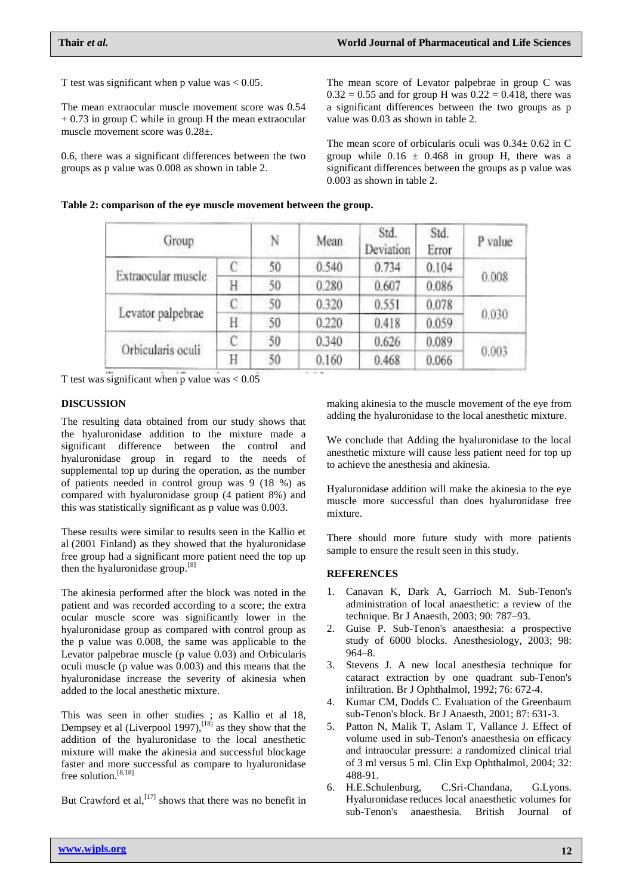T test was significant when p value was < 0.05.

The mean extraocular muscle movement score was 0.54 + 0.73 in group C while in group H the mean extraocular muscle movement score was 0.28±.

0.6, there was a significant differences between the two groups as p value was 0.008 as shown in table 2.

The mean score of Levator palpebrae in group C was 0.32 = 0.55 and for group H was 0.22 = 0.418, there was a significant differences between the two groups as p value was 0.03 as shown in table 2.

The mean score of orbicularis oculi was 0.34± 0.62 in C group while in 0.16 ± 0.468 in group H, there was a significant differences between the groups as p value was 0.003 as shown in table 2.

**Table 2: comparison of the eye muscle movement between the group.**

| Group | | N | Mean | Std. Deviation | Std. Error | P value |
|---|---|---|---|---|---|---|
| Extraocular muscle | C | 50 | 0.540 | 0.734 | 0.104 | 0.008 |
| | H | 50 | 0.280 | 0.607 | 0.086 | |
| Levator palpebrae | C | 50 | 0.320 | 0.551 | 0.078 | 0.030 |
| | H | 50 | 0.220 | 0.418 | 0.059 | |
| Orbicularis oculi | C | 50 | 0.340 | 0.626 | 0.089 | 0.003 |
| | H | 50 | 0.160 | 0.468 | 0.066 | |

T test was significant when p value was < 0.05

## DISCUSSION

The resulting data obtained from our study shows that the hyaluronidase addition to the mixture made a significant difference between the control and hyaluronidase group in regard to the needs of supplemental top up during the operation, as the number of patients needed in control group was 9 (18 %) as compared with hyaluronidase group (4 patient 8%) and this was statistically significant as p value was 0.003.

These results were similar to results seen in the Kallio et al (2001 Finland) as they showed that the hyaluronidase free group had a significant more patient need the top up then the hyaluronidase group.[8]

The akinesia performed after the block was noted in the patient and was recorded according to a score; the extra ocular muscle score was significantly lower in the hyaluronidase group as compared with control group as the p value was 0.008, the same was applicable to the Levator palpebrae muscle (p value 0.03) and Orbicularis oculi muscle (p value was 0.003) and this means that the hyaluronidase increase the severity of akinesia when added to the local anesthetic mixture.

This was seen in other studies ; as Kallio et al 18, Dempsey et al (Liverpool 1997),[18] as they show that the addition of the hyaluronidase to the local anesthetic mixture will make the akinesia and successful blockage faster and more successful as compare to hyaluronidase free solution.[8,18]

But Crawford et al,[17] shows that there was no benefit in making akinesia to the muscle movement of the eye from adding the hyaluronidase to the local anesthetic mixture.

We conclude that Adding the hyaluronidase to the local anesthetic mixture will cause less patient need for top up to achieve the anesthesia and akinesia.

Hyaluronidase addition will make the akinesia to the eye muscle more successful than does hyaluronidase free mixture.

There should more future study with more patients sample to ensure the result seen in this study.

## REFERENCES

1. Canavan K, Dark A, Garrioch M. Sub-Tenon's administration of local anaesthetic: a review of the technique. Br J Anaesth, 2003; 90: 787–93.
2. Guise P. Sub-Tenon's anaesthesia: a prospective study of 6000 blocks. Anesthesiology, 2003; 98: 964–8.
3. Stevens J. A new local anesthesia technique for cataract extraction by one quadrant sub-Tenon's infiltration. Br J Ophthalmol, 1992; 76: 672-4.
4. Kumar CM, Dodds C. Evaluation of the Greenbaum sub-Tenon's block. Br J Anaesth, 2001; 87: 631-3.
5. Patton N, Malik T, Aslam T, Vallance J. Effect of volume used in sub-Tenon's anaesthesia on efficacy and intraocular pressure: a randomized clinical trial of 3 ml versus 5 ml. Clin Exp Ophthalmol, 2004; 32: 488-91.
6. H.E.Schulenburg, C.Sri-Chandana, G.Lyons. Hyaluronidase reduces local anaesthetic volumes for sub-Tenon's anaesthesia. British Journal of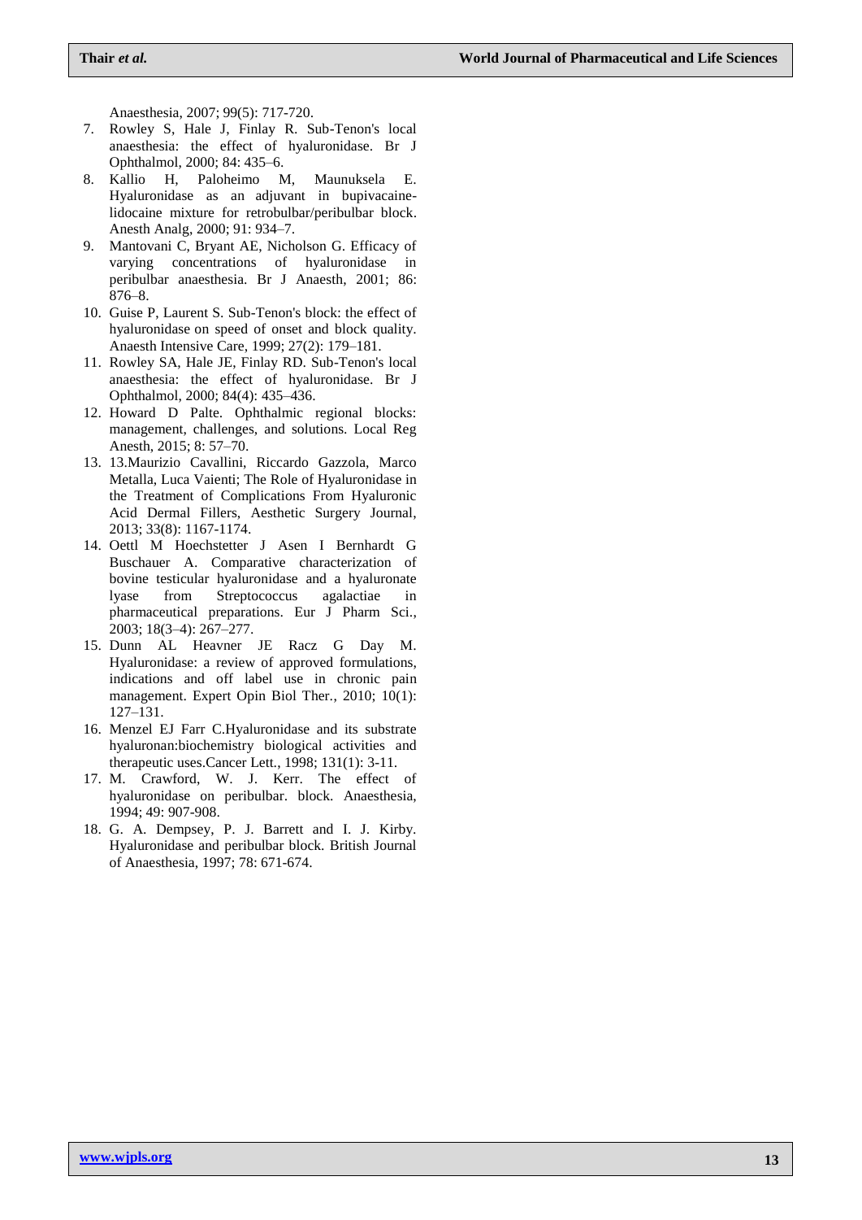Anaesthesia, 2007; 99(5): 717-720.

7. Rowley S, Hale J, Finlay R. Sub-Tenon's local anaesthesia: the effect of hyaluronidase. Br J Ophthalmol, 2000; 84: 435–6.
8. Kallio H, Paloheimo M, Maunuksela E. Hyaluronidase as an adjuvant in bupivacaine-lidocaine mixture for retrobulbar/peribulbar block. Anesth Analg, 2000; 91: 934–7.
9. Mantovani C, Bryant AE, Nicholson G. Efficacy of varying concentrations of hyaluronidase in peribulbar anaesthesia. Br J Anaesth, 2001; 86: 876–8.
10. Guise P, Laurent S. Sub-Tenon's block: the effect of hyaluronidase on speed of onset and block quality. Anaesth Intensive Care, 1999; 27(2): 179–181.
11. Rowley SA, Hale JE, Finlay RD. Sub-Tenon's local anaesthesia: the effect of hyaluronidase. Br J Ophthalmol, 2000; 84(4): 435–436.
12. Howard D Palte. Ophthalmic regional blocks: management, challenges, and solutions. Local Reg Anesth, 2015; 8: 57–70.
13. 13.Maurizio Cavallini, Riccardo Gazzola, Marco Metalla, Luca Vaienti; The Role of Hyaluronidase in the Treatment of Complications From Hyaluronic Acid Dermal Fillers, Aesthetic Surgery Journal, 2013; 33(8): 1167-1174.
14. Oettl M Hoechstetter J Asen I Bernhardt G Buschauer A. Comparative characterization of bovine testicular hyaluronidase and a hyaluronate lyase from Streptococcus agalactiae in pharmaceutical preparations. Eur J Pharm Sci., 2003; 18(3–4): 267–277.
15. Dunn AL Heavner JE Racz G Day M. Hyaluronidase: a review of approved formulations, indications and off label use in chronic pain management. Expert Opin Biol Ther., 2010; 10(1): 127–131.
16. Menzel EJ Farr C.Hyaluronidase and its substrate hyaluronan:biochemistry biological activities and therapeutic uses.Cancer Lett., 1998; 131(1): 3-11.
17. M. Crawford, W. J. Kerr. The effect of hyaluronidase on peribulbar. block. Anaesthesia, 1994; 49: 907-908.
18. G. A. Dempsey, P. J. Barrett and I. J. Kirby. Hyaluronidase and peribulbar block. British Journal of Anaesthesia, 1997; 78: 671-674.